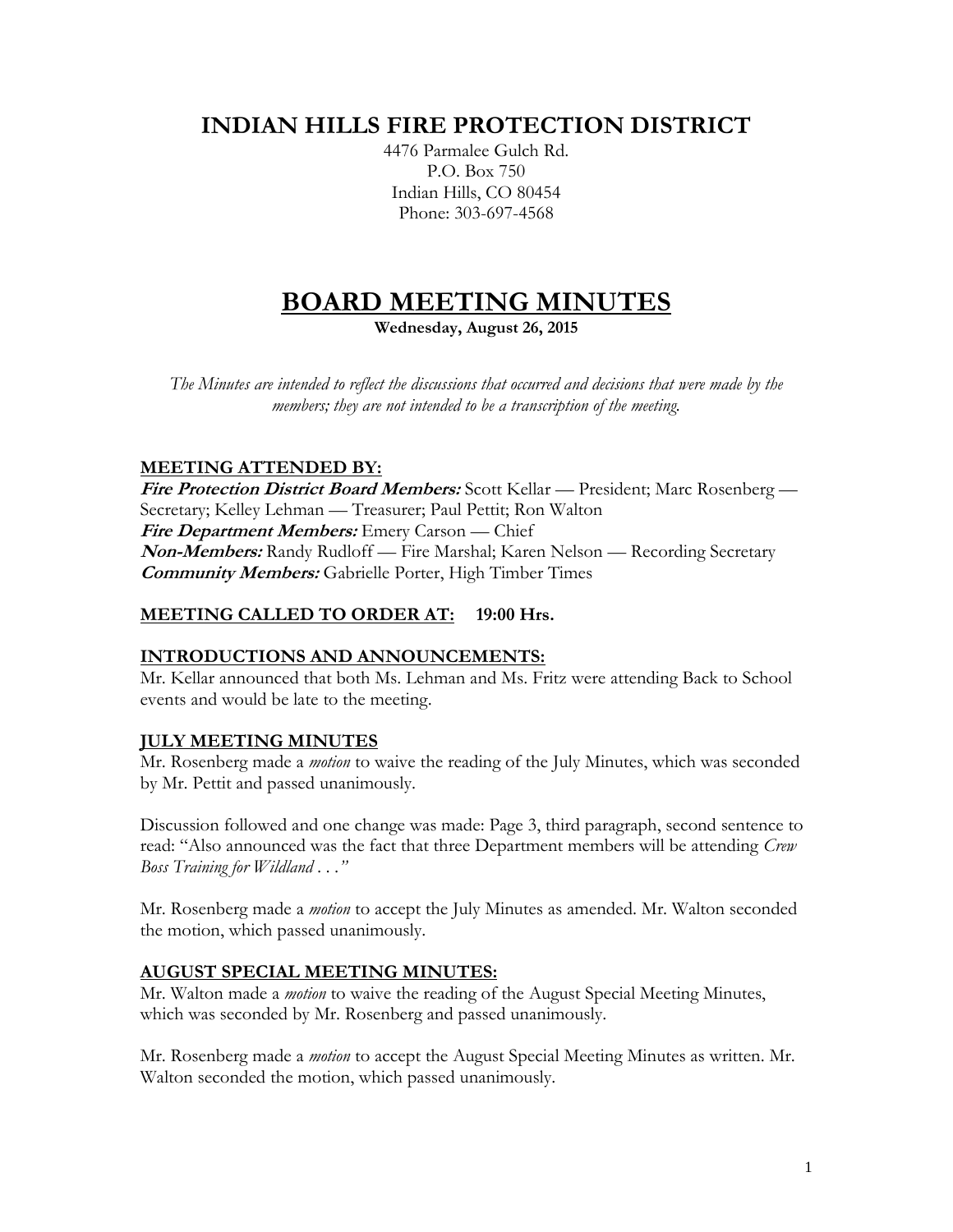# INDIAN HILLS FIRE PROTECTION DISTRICT

4476 Parmalee Gulch Rd.
P.O. Box 750
Indian Hills, CO 80454
Phone: 303-697-4568

# BOARD MEETING MINUTES

**Wednesday, August 26, 2015**

*The Minutes are intended to reflect the discussions that occurred and decisions that were made by the members; they are not intended to be a transcription of the meeting.*

## MEETING ATTENDED BY:

***Fire Protection District Board Members:*** Scott Kellar — President; Marc Rosenberg — Secretary; Kelley Lehman — Treasurer; Paul Pettit; Ron Walton
***Fire Department Members:*** Emery Carson — Chief
***Non-Members:*** Randy Rudloff — Fire Marshal; Karen Nelson — Recording Secretary
***Community Members:*** Gabrielle Porter, High Timber Times

## MEETING CALLED TO ORDER AT: 19:00 Hrs.

## INTRODUCTIONS AND ANNOUNCEMENTS:

Mr. Kellar announced that both Ms. Lehman and Ms. Fritz were attending Back to School events and would be late to the meeting.

## JULY MEETING MINUTES

Mr. Rosenberg made a *motion* to waive the reading of the July Minutes, which was seconded by Mr. Pettit and passed unanimously.

Discussion followed and one change was made: Page 3, third paragraph, second sentence to read: "Also announced was the fact that three Department members will be attending *Crew Boss Training for Wildland . . .*"

Mr. Rosenberg made a *motion* to accept the July Minutes as amended. Mr. Walton seconded the motion, which passed unanimously.

## AUGUST SPECIAL MEETING MINUTES:

Mr. Walton made a *motion* to waive the reading of the August Special Meeting Minutes, which was seconded by Mr. Rosenberg and passed unanimously.

Mr. Rosenberg made a *motion* to accept the August Special Meeting Minutes as written. Mr. Walton seconded the motion, which passed unanimously.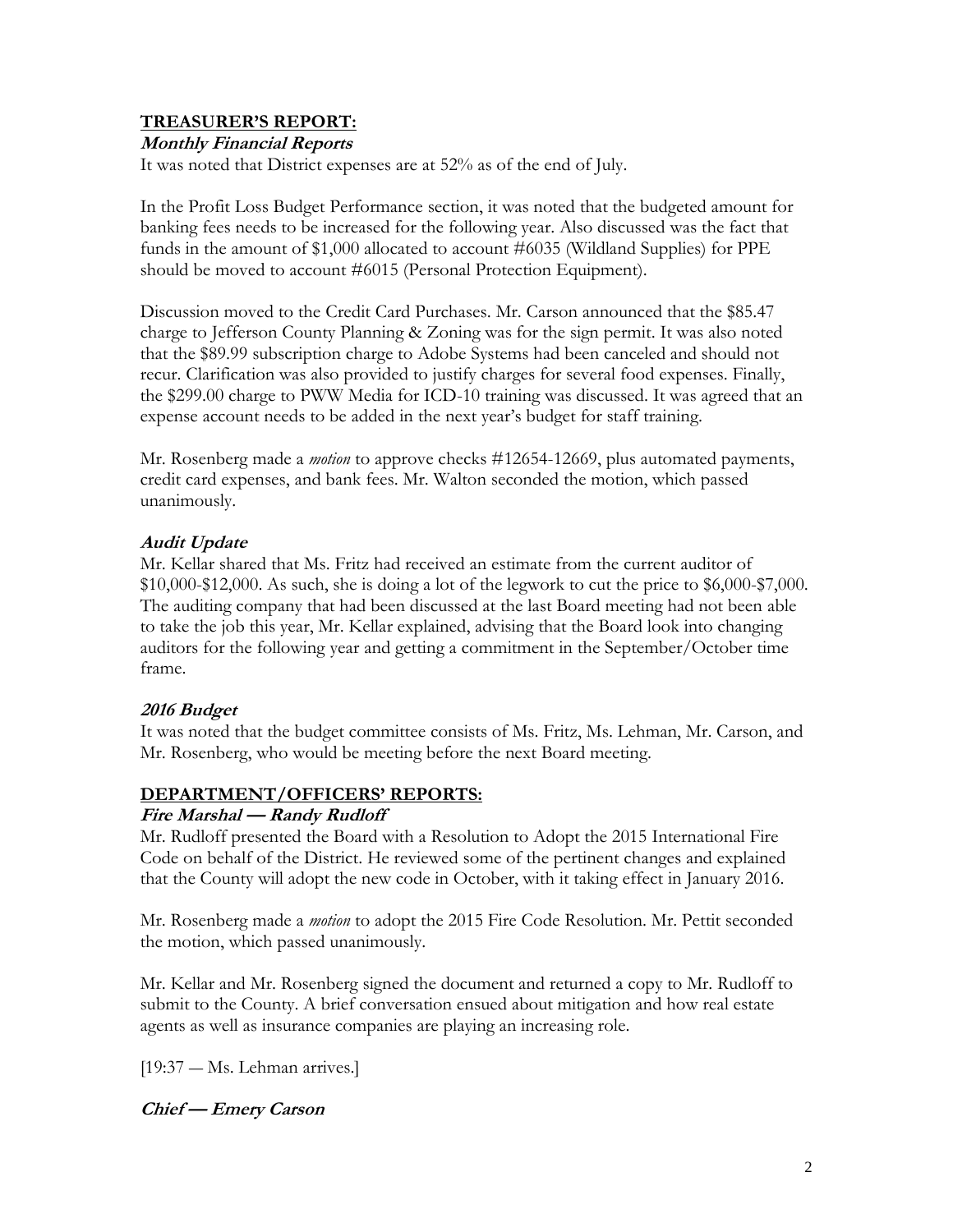## TREASURER'S REPORT:

### *Monthly Financial Reports*

It was noted that District expenses are at 52% as of the end of July.

In the Profit Loss Budget Performance section, it was noted that the budgeted amount for banking fees needs to be increased for the following year. Also discussed was the fact that funds in the amount of $1,000 allocated to account #6035 (Wildland Supplies) for PPE should be moved to account #6015 (Personal Protection Equipment).

Discussion moved to the Credit Card Purchases. Mr. Carson announced that the $85.47 charge to Jefferson County Planning & Zoning was for the sign permit. It was also noted that the $89.99 subscription charge to Adobe Systems had been canceled and should not recur. Clarification was also provided to justify charges for several food expenses. Finally, the $299.00 charge to PWW Media for ICD-10 training was discussed. It was agreed that an expense account needs to be added in the next year's budget for staff training.

Mr. Rosenberg made a *motion* to approve checks #12654-12669, plus automated payments, credit card expenses, and bank fees. Mr. Walton seconded the motion, which passed unanimously.

### *Audit Update*

Mr. Kellar shared that Ms. Fritz had received an estimate from the current auditor of $10,000-$12,000. As such, she is doing a lot of the legwork to cut the price to $6,000-$7,000. The auditing company that had been discussed at the last Board meeting had not been able to take the job this year, Mr. Kellar explained, advising that the Board look into changing auditors for the following year and getting a commitment in the September/October time frame.

### *2016 Budget*

It was noted that the budget committee consists of Ms. Fritz, Ms. Lehman, Mr. Carson, and Mr. Rosenberg, who would be meeting before the next Board meeting.

## DEPARTMENT/OFFICERS' REPORTS:

### *Fire Marshal — Randy Rudloff*

Mr. Rudloff presented the Board with a Resolution to Adopt the 2015 International Fire Code on behalf of the District. He reviewed some of the pertinent changes and explained that the County will adopt the new code in October, with it taking effect in January 2016.

Mr. Rosenberg made a *motion* to adopt the 2015 Fire Code Resolution. Mr. Pettit seconded the motion, which passed unanimously.

Mr. Kellar and Mr. Rosenberg signed the document and returned a copy to Mr. Rudloff to submit to the County. A brief conversation ensued about mitigation and how real estate agents as well as insurance companies are playing an increasing role.

[19:37 — Ms. Lehman arrives.]

### *Chief — Emery Carson*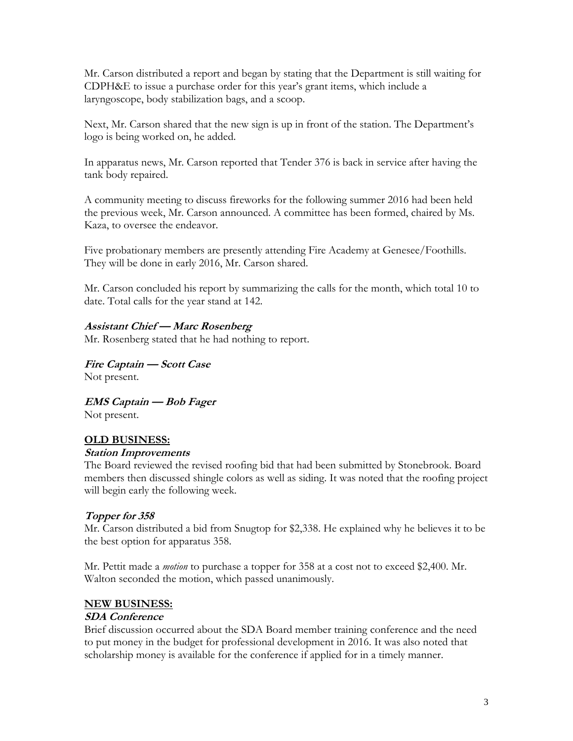Mr. Carson distributed a report and began by stating that the Department is still waiting for CDPH&E to issue a purchase order for this year's grant items, which include a laryngoscope, body stabilization bags, and a scoop.

Next, Mr. Carson shared that the new sign is up in front of the station. The Department's logo is being worked on, he added.

In apparatus news, Mr. Carson reported that Tender 376 is back in service after having the tank body repaired.

A community meeting to discuss fireworks for the following summer 2016 had been held the previous week, Mr. Carson announced. A committee has been formed, chaired by Ms. Kaza, to oversee the endeavor.

Five probationary members are presently attending Fire Academy at Genesee/Foothills. They will be done in early 2016, Mr. Carson shared.

Mr. Carson concluded his report by summarizing the calls for the month, which total 10 to date. Total calls for the year stand at 142.

***Assistant Chief — Marc Rosenberg***

Mr. Rosenberg stated that he had nothing to report.

***Fire Captain — Scott Case***

Not present.

***EMS Captain — Bob Fager***

Not present.

## OLD BUSINESS:

***Station Improvements***

The Board reviewed the revised roofing bid that had been submitted by Stonebrook. Board members then discussed shingle colors as well as siding. It was noted that the roofing project will begin early the following week.

***Topper for 358***

Mr. Carson distributed a bid from Snugtop for $2,338. He explained why he believes it to be the best option for apparatus 358.

Mr. Pettit made a *motion* to purchase a topper for 358 at a cost not to exceed $2,400. Mr. Walton seconded the motion, which passed unanimously.

## NEW BUSINESS:

***SDA Conference***

Brief discussion occurred about the SDA Board member training conference and the need to put money in the budget for professional development in 2016. It was also noted that scholarship money is available for the conference if applied for in a timely manner.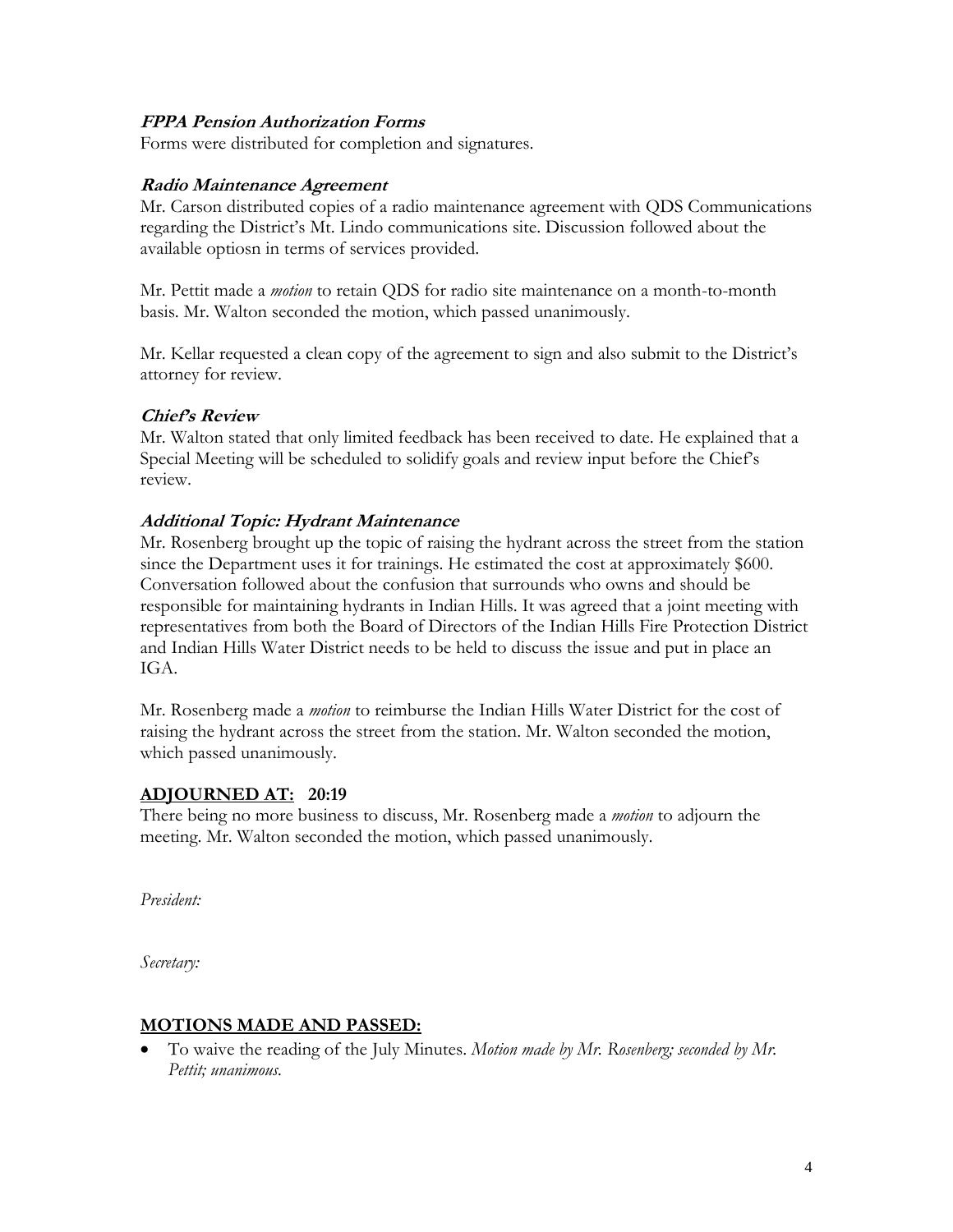### *FPPA Pension Authorization Forms*

Forms were distributed for completion and signatures.

### *Radio Maintenance Agreement*

Mr. Carson distributed copies of a radio maintenance agreement with QDS Communications regarding the District's Mt. Lindo communications site. Discussion followed about the available optiosn in terms of services provided.

Mr. Pettit made a *motion* to retain QDS for radio site maintenance on a month-to-month basis. Mr. Walton seconded the motion, which passed unanimously.

Mr. Kellar requested a clean copy of the agreement to sign and also submit to the District's attorney for review.

### *Chief's Review*

Mr. Walton stated that only limited feedback has been received to date. He explained that a Special Meeting will be scheduled to solidify goals and review input before the Chief's review.

### *Additional Topic: Hydrant Maintenance*

Mr. Rosenberg brought up the topic of raising the hydrant across the street from the station since the Department uses it for trainings. He estimated the cost at approximately $600. Conversation followed about the confusion that surrounds who owns and should be responsible for maintaining hydrants in Indian Hills. It was agreed that a joint meeting with representatives from both the Board of Directors of the Indian Hills Fire Protection District and Indian Hills Water District needs to be held to discuss the issue and put in place an IGA.

Mr. Rosenberg made a *motion* to reimburse the Indian Hills Water District for the cost of raising the hydrant across the street from the station. Mr. Walton seconded the motion, which passed unanimously.

## ADJOURNED AT: 20:19

There being no more business to discuss, Mr. Rosenberg made a *motion* to adjourn the meeting. Mr. Walton seconded the motion, which passed unanimously.

*President:*

*Secretary:*

## MOTIONS MADE AND PASSED:

- To waive the reading of the July Minutes. *Motion made by Mr. Rosenberg; seconded by Mr. Pettit; unanimous.*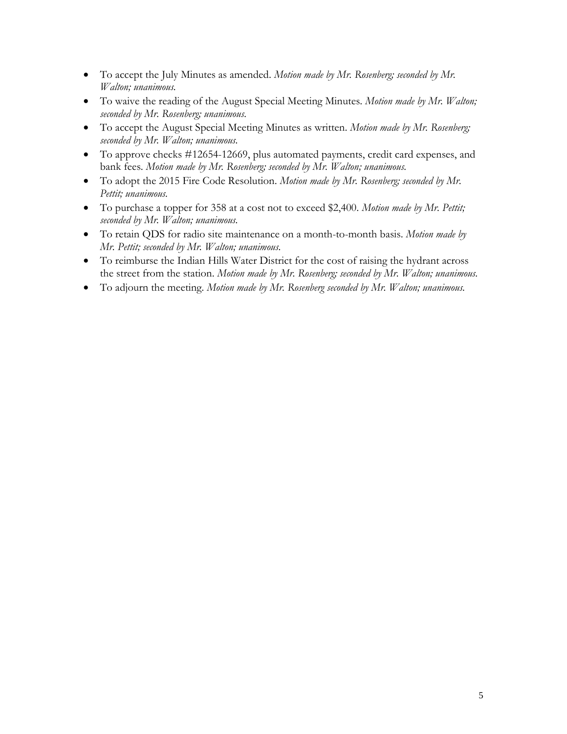- To accept the July Minutes as amended. *Motion made by Mr. Rosenberg; seconded by Mr. Walton; unanimous.*
- To waive the reading of the August Special Meeting Minutes. *Motion made by Mr. Walton; seconded by Mr. Rosenberg; unanimous.*
- To accept the August Special Meeting Minutes as written. *Motion made by Mr. Rosenberg; seconded by Mr. Walton; unanimous.*
- To approve checks #12654-12669, plus automated payments, credit card expenses, and bank fees. *Motion made by Mr. Rosenberg; seconded by Mr. Walton; unanimous.*
- To adopt the 2015 Fire Code Resolution. *Motion made by Mr. Rosenberg; seconded by Mr. Pettit; unanimous.*
- To purchase a topper for 358 at a cost not to exceed $2,400. *Motion made by Mr. Pettit; seconded by Mr. Walton; unanimous.*
- To retain QDS for radio site maintenance on a month-to-month basis. *Motion made by Mr. Pettit; seconded by Mr. Walton; unanimous.*
- To reimburse the Indian Hills Water District for the cost of raising the hydrant across the street from the station. *Motion made by Mr. Rosenberg; seconded by Mr. Walton; unanimous.*
- To adjourn the meeting. *Motion made by Mr. Rosenberg seconded by Mr. Walton; unanimous.*